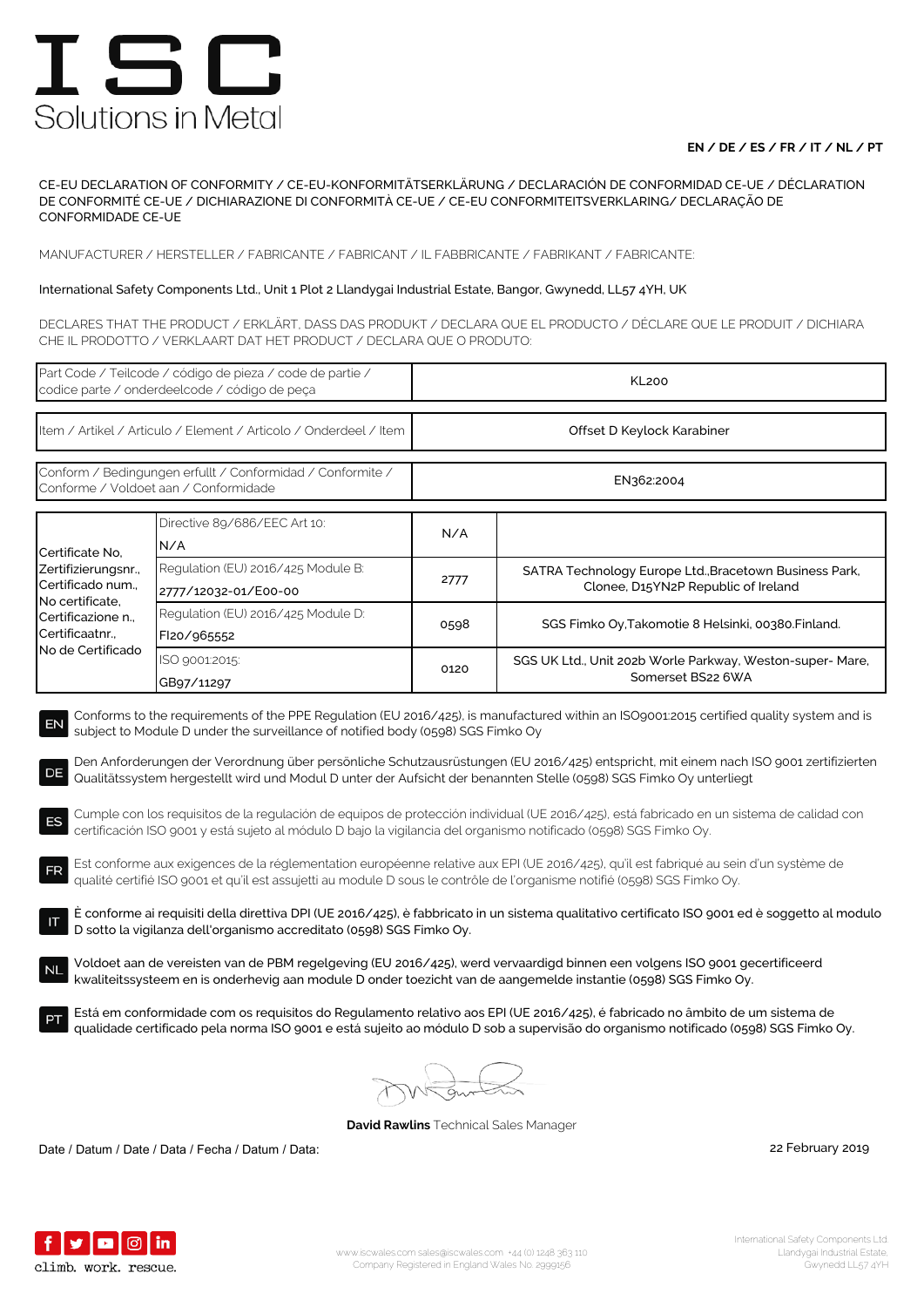# ISC
Solutions in Metal

**EN / DE / ES / FR / IT / NL / PT**

CE-EU DECLARATION OF CONFORMITY / CE-EU-KONFORMITÄTSERKLÄRUNG / DECLARACIÓN DE CONFORMIDAD CE-UE / DÉCLARATION DE CONFORMITÉ CE-UE / DICHIARAZIONE DI CONFORMITÀ CE-UE / CE-EU CONFORMITEITSVERKLARING/ DECLARAÇÃO DE CONFORMIDADE CE-UE

MANUFACTURER / HERSTELLER / FABRICANTE / FABRICANT / IL FABBRICANTE / FABRIKANT / FABRICANTE:

International Safety Components Ltd., Unit 1 Plot 2 Llandygai Industrial Estate, Bangor, Gwynedd, LL57 4YH, UK

DECLARES THAT THE PRODUCT / ERKLÄRT, DASS DAS PRODUKT / DECLARA QUE EL PRODUCTO / DÉCLARE QUE LE PRODUIT / DICHIARA CHE IL PRODOTTO / VERKLAART DAT HET PRODUCT / DECLARA QUE O PRODUTO:

| | |
|---|---|
| Part Code / Teilcode / código de pieza / code de partie / codice parte / onderdeelcode / código de peça | KL200 |
| Item / Artikel / Articulo / Element / Articolo / Onderdeel / Item | Offset D Keylock Karabiner |
| Conform / Bedingungen erfullt / Conformidad / Conformite / Conforme / Voldoet aan / Conformidade | EN362:2004 |

| | | | |
|---|---|---|---|
| Certificate No, Zertifizierungsnr., Certificado num., No certificate, Certificazione n., Certificaatnr., No de Certificado | Directive 89/686/EEC Art 10: N/A | N/A | |
| | Regulation (EU) 2016/425 Module B: 2777/12032-01/E00-00 | 2777 | SATRA Technology Europe Ltd.,Bracetown Business Park, Clonee, D15YN2P Republic of Ireland |
| | Regulation (EU) 2016/425 Module D: FI20/965552 | 0598 | SGS Fimko Oy,Takomotie 8 Helsinki, 00380.Finland. |
| | ISO 9001:2015: GB97/11297 | 0120 | SGS UK Ltd., Unit 202b Worle Parkway, Weston-super- Mare, Somerset BS22 6WA |

**EN** Conforms to the requirements of the PPE Regulation (EU 2016/425), is manufactured within an ISO9001:2015 certified quality system and is subject to Module D under the surveillance of notified body (0598) SGS Fimko Oy

**DE** Den Anforderungen der Verordnung über persönliche Schutzausrüstungen (EU 2016/425) entspricht, mit einem nach ISO 9001 zertifizierten Qualitätssystem hergestellt wird und Modul D unter der Aufsicht der benannten Stelle (0598) SGS Fimko Oy unterliegt

**ES** Cumple con los requisitos de la regulación de equipos de protección individual (UE 2016/425), está fabricado en un sistema de calidad con certificación ISO 9001 y está sujeto al módulo D bajo la vigilancia del organismo notificado (0598) SGS Fimko Oy.

**FR** Est conforme aux exigences de la réglementation européenne relative aux EPI (UE 2016/425), qu'il est fabriqué au sein d'un système de qualité certifié ISO 9001 et qu'il est assujetti au module D sous le contrôle de l'organisme notifié (0598) SGS Fimko Oy.

**IT** È conforme ai requisiti della direttiva DPI (UE 2016/425), è fabbricato in un sistema qualitativo certificato ISO 9001 ed è soggetto al modulo D sotto la vigilanza dell'organismo accreditato (0598) SGS Fimko Oy.

**NL** Voldoet aan de vereisten van de PBM regelgeving (EU 2016/425), werd vervaardigd binnen een volgens ISO 9001 gecertificeerd kwaliteitssysteem en is onderhevig aan module D onder toezicht van de aangemelde instantie (0598) SGS Fimko Oy.

**PT** Está em conformidade com os requisitos do Regulamento relativo aos EPI (UE 2016/425), é fabricado no âmbito de um sistema de qualidade certificado pela norma ISO 9001 e está sujeito ao módulo D sob a supervisão do organismo notificado (0598) SGS Fimko Oy.

**David Rawlins** Technical Sales Manager

Date / Datum / Date / Data / Fecha / Datum / Data: 22 February 2019

climb. work. rescue.

www.iscwales.com sales@iscwales.com +44 (0) 1248 363 110
Company Registered in England Wales No. 2999156

International Safety Components Ltd.
Llandygai Industrial Estate,
Gwynedd LL57 4YH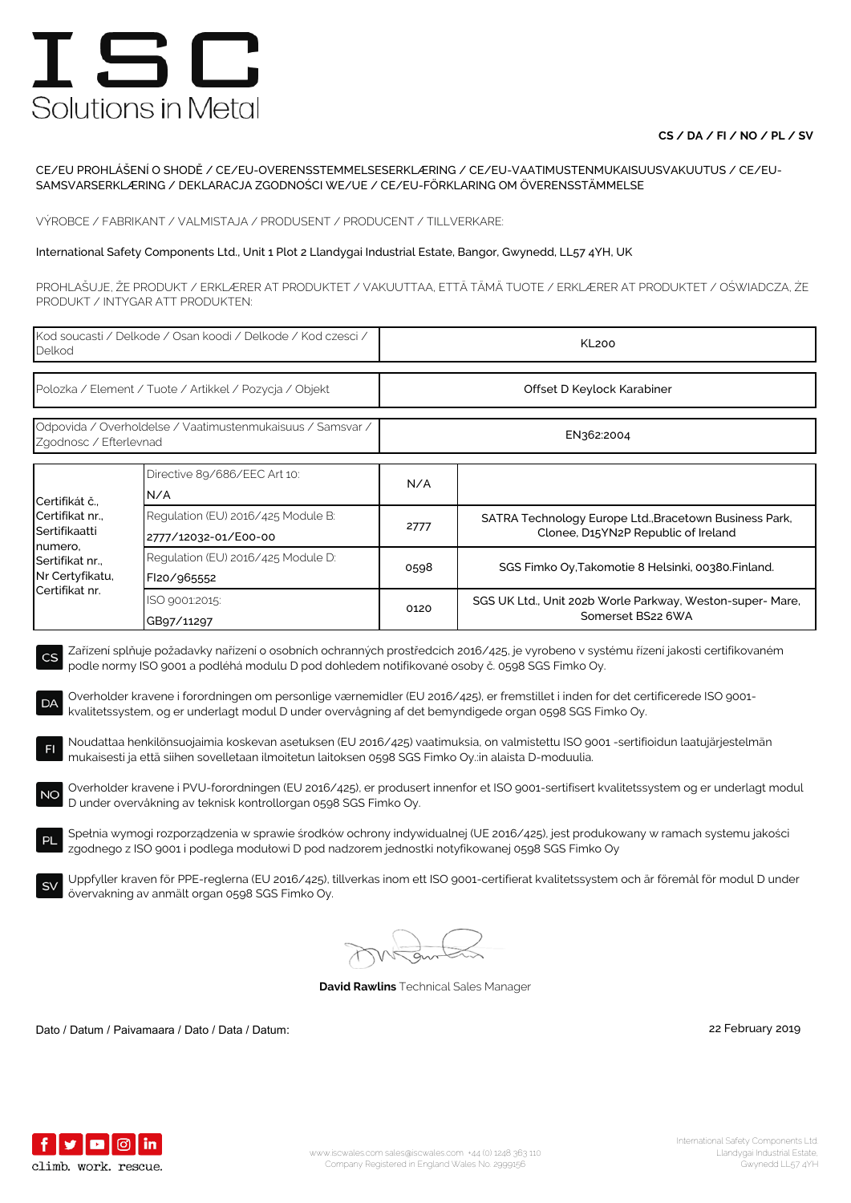# ISC

Solutions in Metal

**CS / DA / FI / NO / PL / SV**

CE/EU PROHLÁŠENÍ O SHODĚ / CE/EU-OVERENSSTEMMELSESERKLÆRING / CE/EU-VAATIMUSTENMUKAISUUSVAKUUTUS / CE/EU-SAMSVARSERKLÆRING / DEKLARACJA ZGODNOŚCI WE/UE / CE/EU-FÖRKLARING OM ÖVERENSSTÄMMELSE

VÝROBCE / FABRIKANT / VALMISTAJA / PRODUSENT / PRODUCENT / TILLVERKARE:

International Safety Components Ltd., Unit 1 Plot 2 Llandygai Industrial Estate, Bangor, Gwynedd, LL57 4YH, UK

PROHLAŠUJE, ŽE PRODUKT / ERKLÆRER AT PRODUKTET / VAKUUTTAA, ETTÄ TÄMÄ TUOTE / ERKLÆRER AT PRODUKTET / OŚWIADCZA, ŻE PRODUKT / INTYGAR ATT PRODUKTEN:

| Kod soucasti / Delkode / Osan koodi / Delkode / Kod czesci / Delkod | KL200 |
|---|---|
| Polozka / Element / Tuote / Artikkel / Pozycja / Objekt | Offset D Keylock Karabiner |
| Odpovida / Overholdelse / Vaatimustenmukaisuus / Samsvar / Zgodnosc / Efterlevnad | EN362:2004 |

| Certifikát č., Certifikat nr., Sertifikaatti numero, Sertifikat nr., Nr Certyfikatu, Certifikat nr. | | | |
|---|---|---|---|
| | Directive 89/686/EEC Art 10: N/A | N/A | |
| | Regulation (EU) 2016/425 Module B: 2777/12032-01/E00-00 | 2777 | SATRA Technology Europe Ltd.,Bracetown Business Park, Clonee, D15YN2P Republic of Ireland |
| | Regulation (EU) 2016/425 Module D: FI20/965552 | 0598 | SGS Fimko Oy,Takomotie 8 Helsinki, 00380.Finland. |
| | ISO 9001:2015: GB97/11297 | 0120 | SGS UK Ltd., Unit 202b Worle Parkway, Weston-super- Mare, Somerset BS22 6WA |

**CS** Zařízení splňuje požadavky nařízeni o osobních ochranných prostředcích 2016/425, je vyrobeno v systému řízení jakosti certifikovaném podle normy ISO 9001 a podléhá modulu D pod dohledem notifikované osoby č. 0598 SGS Fimko Oy.

**DA** Overholder kravene i forordningen om personlige værnemidler (EU 2016/425), er fremstillet i inden for det certificerede ISO 9001-kvalitetssystem, og er underlagt modul D under overvågning af det bemyndigede organ 0598 SGS Fimko Oy.

**FI** Noudattaa henkilönsuojaimia koskevan asetuksen (EU 2016/425) vaatimuksia, on valmistettu ISO 9001 -sertifioidun laatujärjestelmän mukaisesti ja että siihen sovelletaan ilmoitetun laitoksen 0598 SGS Fimko Oy.:in alaista D-moduulia.

**NO** Overholder kravene i PVU-forordningen (EU 2016/425), er produsert innenfor et ISO 9001-sertifisert kvalitetssystem og er underlagt modul D under overvåkning av teknisk kontrollorgan 0598 SGS Fimko Oy.

**PL** Spełnia wymogi rozporządzenia w sprawie środków ochrony indywidualnej (UE 2016/425), jest produkowany w ramach systemu jakości zgodnego z ISO 9001 i podlega modułowi D pod nadzorem jednostki notyfikowanej 0598 SGS Fimko Oy

**SV** Uppfyller kraven för PPE-reglerna (EU 2016/425), tillverkas inom ett ISO 9001-certifierat kvalitetssystem och är föremål för modul D under övervakning av anmält organ 0598 SGS Fimko Oy.

**David Rawlins** Technical Sales Manager

Dato / Datum / Paivamaara / Dato / Data / Datum: 22 February 2019

climb. work. rescue.

www.iscwales.com sales@iscwales.com +44 (0) 1248 363 110
Company Registered in England Wales No. 2999156

International Safety Components Ltd.
Llandygai Industrial Estate,
Gwynedd LL57 4YH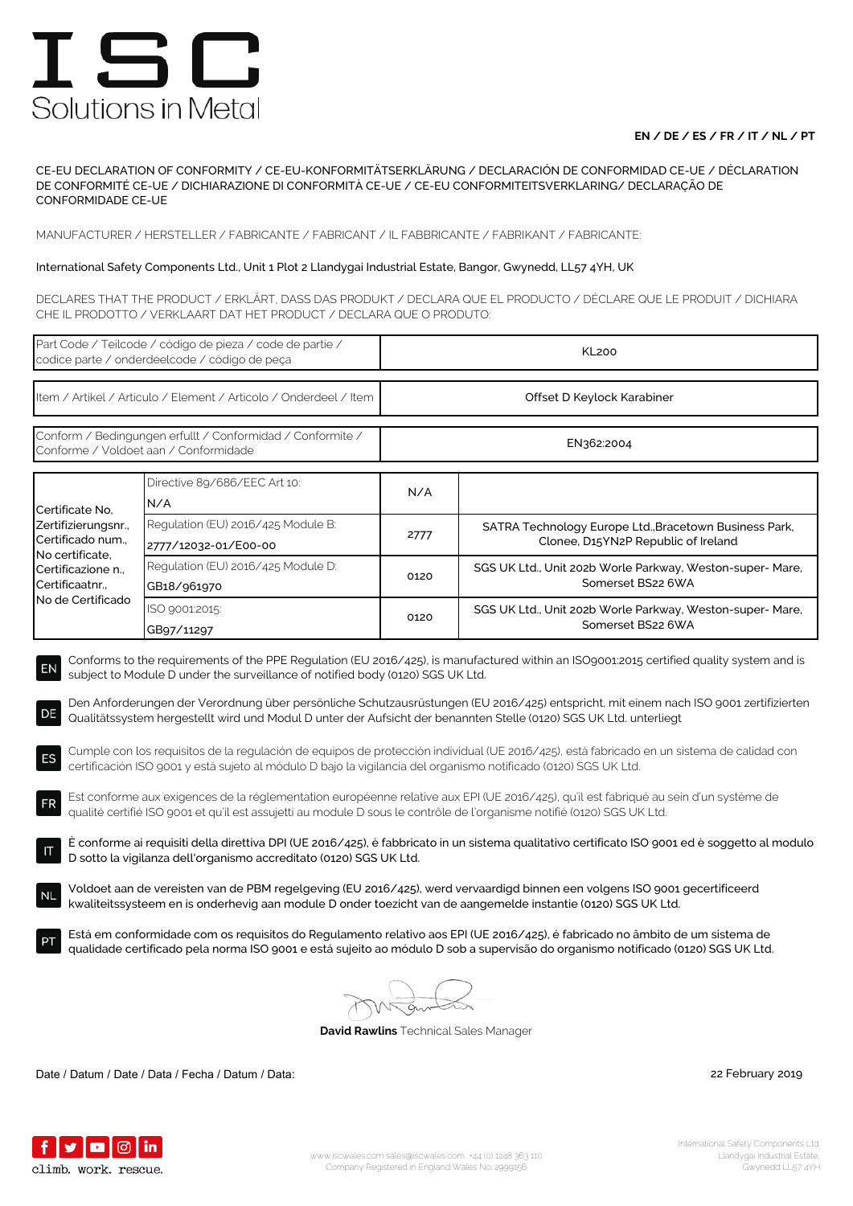# ISC
Solutions in Metal

**EN / DE / ES / FR / IT / NL / PT**

CE-EU DECLARATION OF CONFORMITY / CE-EU-KONFORMITÄTSERKLÄRUNG / DECLARACIÓN DE CONFORMIDAD CE-UE / DÉCLARATION DE CONFORMITÉ CE-UE / DICHIARAZIONE DI CONFORMITÀ CE-UE / CE-EU CONFORMITEITSVERKLARING/ DECLARAÇÃO DE CONFORMIDADE CE-UE

MANUFACTURER / HERSTELLER / FABRICANTE / FABRICANT / IL FABBRICANTE / FABRIKANT / FABRICANTE:

International Safety Components Ltd., Unit 1 Plot 2 Llandygai Industrial Estate, Bangor, Gwynedd, LL57 4YH, UK

DECLARES THAT THE PRODUCT / ERKLÄRT, DASS DAS PRODUKT / DECLARA QUE EL PRODUCTO / DÉCLARE QUE LE PRODUIT / DICHIARA CHE IL PRODOTTO / VERKLAART DAT HET PRODUCT / DECLARA QUE O PRODUTO:

| Part Code / Teilcode / código de pieza / code de partie / codice parte / onderdeelcode / código de peça | KL200 |
|---|---|
| Item / Artikel / Articulo / Element / Articolo / Onderdeel / Item | Offset D Keylock Karabiner |
| Conform / Bedingungen erfullt / Conformidad / Conformite / Conforme / Voldoet aan / Conformidade | EN362:2004 |

| Certificate No, Zertifizierungsnr., Certificado num., No certificate, Certificazione n., Certificaatnr., No de Certificado | | | |
|---|---|---|---|
| | Directive 89/686/EEC Art 10: N/A | N/A | |
| | Regulation (EU) 2016/425 Module B: 2777/12032-01/E00-00 | 2777 | SATRA Technology Europe Ltd.,Bracetown Business Park, Clonee, D15YN2P Republic of Ireland |
| | Regulation (EU) 2016/425 Module D: GB18/961970 | 0120 | SGS UK Ltd., Unit 202b Worle Parkway, Weston-super- Mare, Somerset BS22 6WA |
| | ISO 9001:2015: GB97/11297 | 0120 | SGS UK Ltd., Unit 202b Worle Parkway, Weston-super- Mare, Somerset BS22 6WA |

**EN** Conforms to the requirements of the PPE Regulation (EU 2016/425), is manufactured within an ISO9001:2015 certified quality system and is subject to Module D under the surveillance of notified body (0120) SGS UK Ltd.

**DE** Den Anforderungen der Verordnung über persönliche Schutzausrüstungen (EU 2016/425) entspricht, mit einem nach ISO 9001 zertifizierten Qualitätssystem hergestellt wird und Modul D unter der Aufsicht der benannten Stelle (0120) SGS UK Ltd. unterliegt

**ES** Cumple con los requisitos de la regulación de equipos de protección individual (UE 2016/425), está fabricado en un sistema de calidad con certificación ISO 9001 y está sujeto al módulo D bajo la vigilancia del organismo notificado (0120) SGS UK Ltd.

**FR** Est conforme aux exigences de la réglementation européenne relative aux EPI (UE 2016/425), qu'il est fabriqué au sein d'un système de qualité certifié ISO 9001 et qu'il est assujetti au module D sous le contrôle de l'organisme notifié (0120) SGS UK Ltd.

**IT** È conforme ai requisiti della direttiva DPI (UE 2016/425), è fabbricato in un sistema qualitativo certificato ISO 9001 ed è soggetto al modulo D sotto la vigilanza dell'organismo accreditato (0120) SGS UK Ltd.

**NL** Voldoet aan de vereisten van de PBM regelgeving (EU 2016/425), werd vervaardigd binnen een volgens ISO 9001 gecertificeerd kwaliteitssysteem en is onderhevig aan module D onder toezicht van de aangemelde instantie (0120) SGS UK Ltd.

**PT** Está em conformidade com os requisitos do Regulamento relativo aos EPI (UE 2016/425), é fabricado no âmbito de um sistema de qualidade certificado pela norma ISO 9001 e está sujeito ao módulo D sob a supervisão do organismo notificado (0120) SGS UK Ltd.

**David Rawlins** Technical Sales Manager

Date / Datum / Date / Data / Fecha / Datum / Data: 22 February 2019

climb. work. rescue.

www.iscwales.com sales@iscwales.com +44 (0) 1248 363 110
Company Registered in England Wales No. 2999156

International Safety Components Ltd.
Llandygai Industrial Estate,
Gwynedd LL57 4YH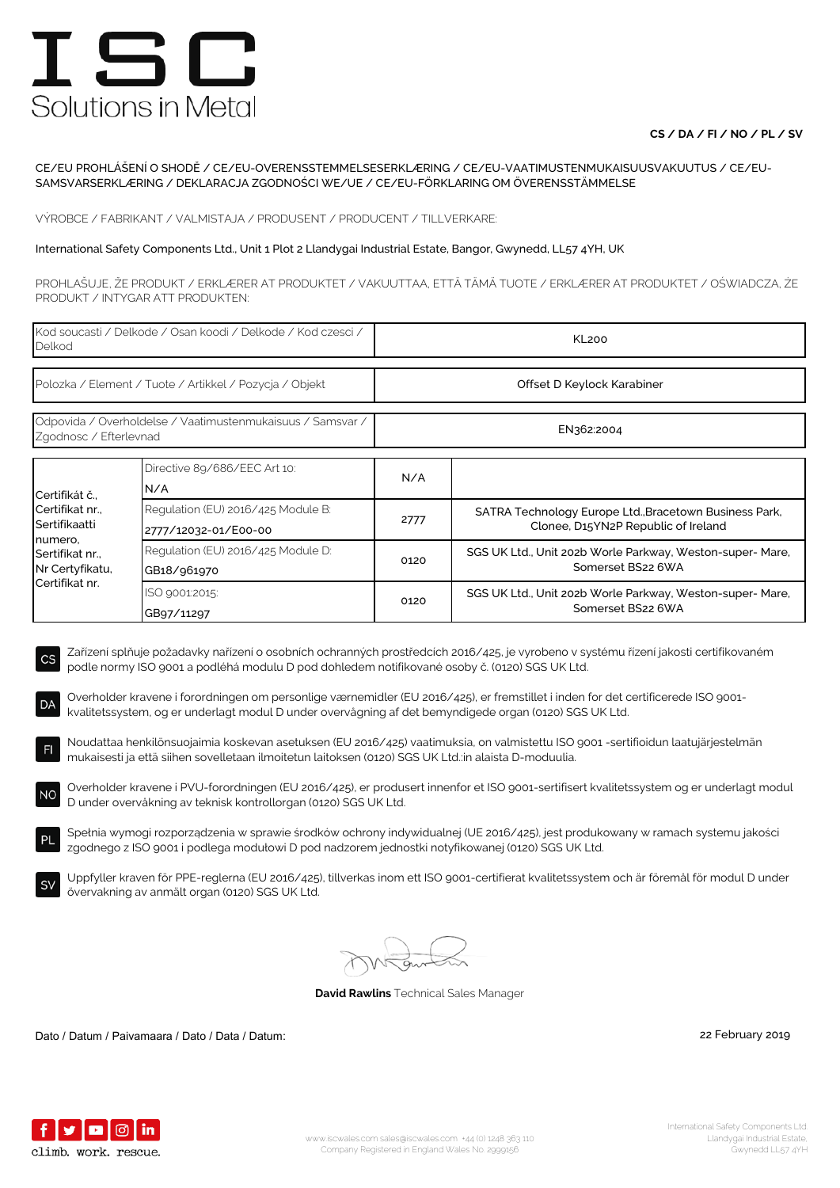# ISC

Solutions in Metal

**CS / DA / FI / NO / PL / SV**

CE/EU PROHLÁŠENÍ O SHODĚ / CE/EU-OVERENSSTEMMELSESERKLÆRING / CE/EU-VAATIMUSTENMUKAISUUSVAKUUTUS / CE/EU-SAMSVARSERKLÆRING / DEKLARACJA ZGODNOŚCI WE/UE / CE/EU-FÖRKLARING OM ÖVERENSSTÄMMELSE

VÝROBCE / FABRIKANT / VALMISTAJA / PRODUSENT / PRODUCENT / TILLVERKARE:

International Safety Components Ltd., Unit 1 Plot 2 Llandygai Industrial Estate, Bangor, Gwynedd, LL57 4YH, UK

PROHLAŠUJE, ŽE PRODUKT / ERKLÆRER AT PRODUKTET / VAKUUTTAA, ETTÄ TÄMÄ TUOTE / ERKLÆRER AT PRODUKTET / OŚWIADCZA, ŻE PRODUKT / INTYGAR ATT PRODUKTEN:

| | |
|---|---|
| Kod soucasti / Delkode / Osan koodi / Delkode / Kod czesci / Delkod | KL200 |
| Polozka / Element / Tuote / Artikkel / Pozycja / Objekt | Offset D Keylock Karabiner |
| Odpovida / Overholdelse / Vaatimustenmukaisuus / Samsvar / Zgodnosc / Efterlevnad | EN362:2004 |

| | | | |
|---|---|---|---|
| Certifikát č., Certifikat nr., Sertifikaatti numero, Sertifikat nr., Nr Certyfikatu, Certifikat nr. | Directive 89/686/EEC Art 10: N/A | N/A | |
| | Regulation (EU) 2016/425 Module B: 2777/12032-01/E00-00 | 2777 | SATRA Technology Europe Ltd.,Bracetown Business Park, Clonee, D15YN2P Republic of Ireland |
| | Regulation (EU) 2016/425 Module D: GB18/961970 | 0120 | SGS UK Ltd., Unit 202b Worle Parkway, Weston-super- Mare, Somerset BS22 6WA |
| | ISO 9001:2015: GB97/11297 | 0120 | SGS UK Ltd., Unit 202b Worle Parkway, Weston-super- Mare, Somerset BS22 6WA |

**CS** Zařízení splňuje požadavky nařizeni o osobních ochranných prostředcích 2016/425, je vyrobeno v systému řízení jakosti certifikovaném podle normy ISO 9001 a podléhá modulu D pod dohledem notifikované osoby č. (0120) SGS UK Ltd.

**DA** Overholder kravene i forordningen om personlige værnemidler (EU 2016/425), er fremstillet i inden for det certificerede ISO 9001-kvalitetssystem, og er underlagt modul D under overvågning af det bemyndigede organ (0120) SGS UK Ltd.

**FI** Noudattaa henkilönsuojaimia koskevan asetuksen (EU 2016/425) vaatimuksia, on valmistettu ISO 9001 -sertifioidun laatujärjestelmän mukaisesti ja että siihen sovelletaan ilmoitetun laitoksen (0120) SGS UK Ltd.:in alaista D-moduulia.

**NO** Overholder kravene i PVU-forordningen (EU 2016/425), er produsert innenfor et ISO 9001-sertifisert kvalitetssystem og er underlagt modul D under overvåkning av teknisk kontrollorgan (0120) SGS UK Ltd.

**PL** Spełnia wymogi rozporządzenia w sprawie środków ochrony indywidualnej (UE 2016/425), jest produkowany w ramach systemu jakości zgodnego z ISO 9001 i podlega modułowi D pod nadzorem jednostki notyfikowanej (0120) SGS UK Ltd.

**SV** Uppfyller kraven för PPE-reglerna (EU 2016/425), tillverkas inom ett ISO 9001-certifierat kvalitetssystem och är föremål för modul D under övervakning av anmält organ (0120) SGS UK Ltd.

**David Rawlins** Technical Sales Manager

Dato / Datum / Paivamaara / Dato / Data / Datum: 22 February 2019

climb. work. rescue.

www.iscwales.com sales@iscwales.com +44 (0) 1248 363 110
Company Registered in England Wales No. 2999156

International Safety Components Ltd.
Llandygai Industrial Estate,
Gwynedd LL57 4YH